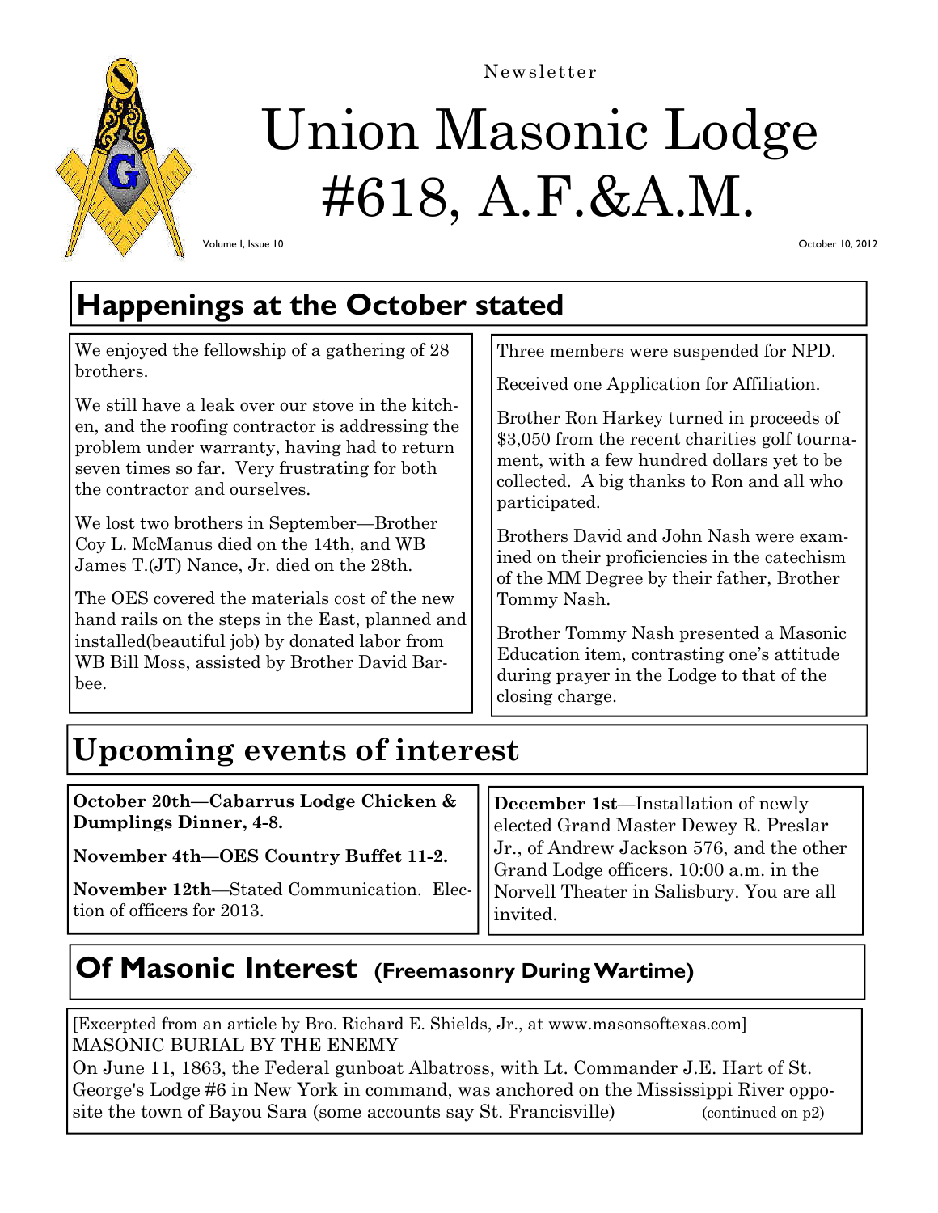Newsletter

# Union Masonic Lodge #618, A.F.&A.M.

Volume I, Issue 10

October 10, 2012

## Happenings at the October stated

We enjoyed the fellowship of a gathering of 28 brothers.

We still have a leak over our stove in the kitchen, and the roofing contractor is addressing the problem under warranty, having had to return seven times so far. Very frustrating for both the contractor and ourselves.

We lost two brothers in September—Brother Coy L. McManus died on the 14th, and WB James T.(JT) Nance, Jr. died on the 28th.

The OES covered the materials cost of the new hand rails on the steps in the East, planned and installed(beautiful job) by donated labor from WB Bill Moss, assisted by Brother David Barbee.

Three members were suspended for NPD.

Received one Application for Affiliation.

Brother Ron Harkey turned in proceeds of $3,050 from the recent charities golf tournament, with a few hundred dollars yet to be collected. A big thanks to Ron and all who participated.

Brothers David and John Nash were examined on their proficiencies in the catechism of the MM Degree by their father, Brother Tommy Nash.

Brother Tommy Nash presented a Masonic Education item, contrasting one's attitude during prayer in the Lodge to that of the closing charge.

## Upcoming events of interest

**October 20th—Cabarrus Lodge Chicken & Dumplings Dinner, 4-8.**

**November 4th—OES Country Buffet 11-2.**

**November 12th**—Stated Communication. Election of officers for 2013.

**December 1st**—Installation of newly elected Grand Master Dewey R. Preslar Jr., of Andrew Jackson 576, and the other Grand Lodge officers. 10:00 a.m. in the Norvell Theater in Salisbury. You are all invited.

## Of Masonic Interest (Freemasonry During Wartime)

[Excerpted from an article by Bro. Richard E. Shields, Jr., at www.masonsoftexas.com]
MASONIC BURIAL BY THE ENEMY
On June 11, 1863, the Federal gunboat Albatross, with Lt. Commander J.E. Hart of St. George's Lodge #6 in New York in command, was anchored on the Mississippi River opposite the town of Bayou Sara (some accounts say St. Francisville) (continued on p2)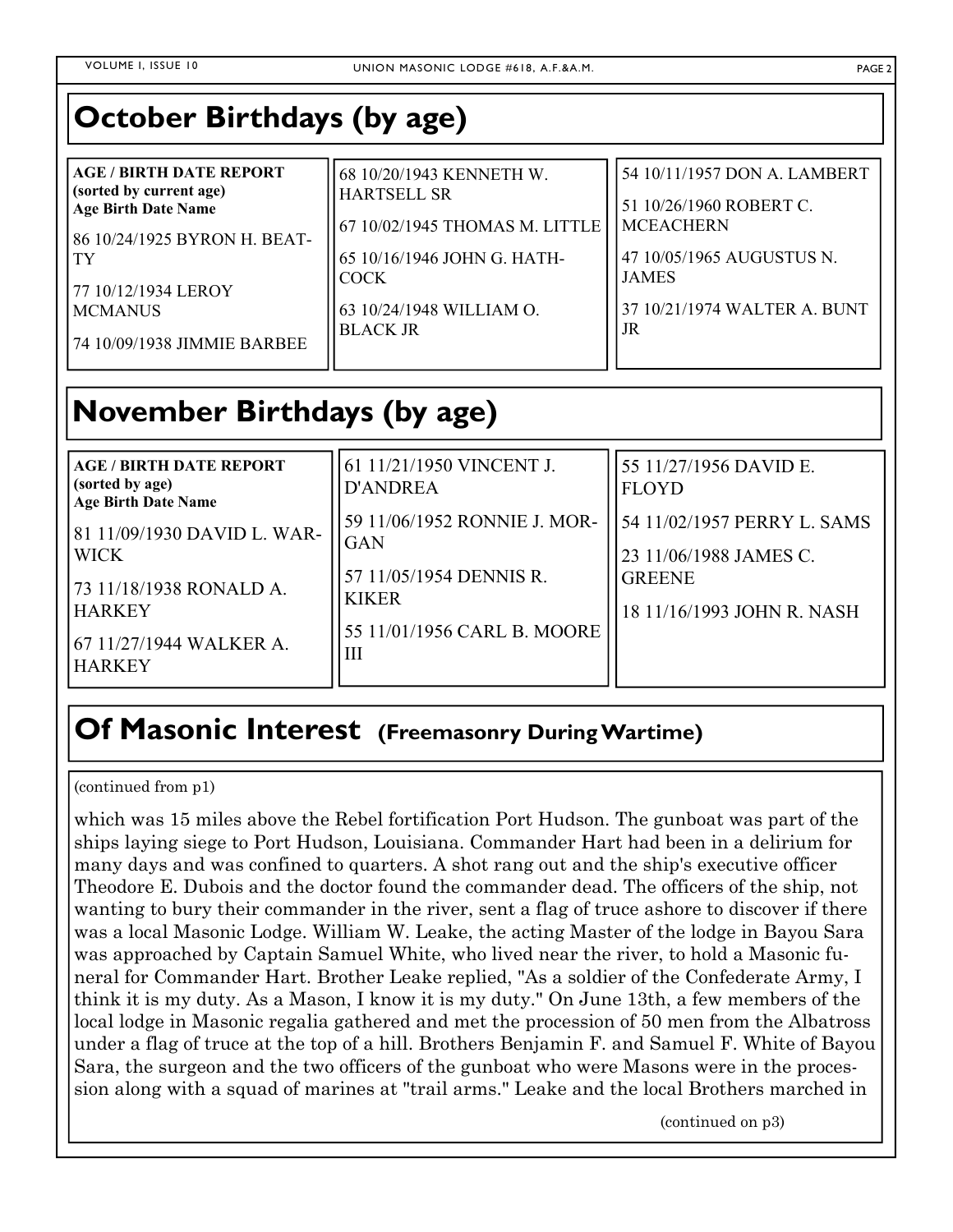## October Birthdays (by age)

**AGE / BIRTH DATE REPORT**
**(sorted by current age)**
**Age Birth Date Name**

86 10/24/1925 BYRON H. BEATTY

77 10/12/1934 LEROY MCMANUS

74 10/09/1938 JIMMIE BARBEE

68 10/20/1943 KENNETH W. HARTSELL SR

67 10/02/1945 THOMAS M. LITTLE

65 10/16/1946 JOHN G. HATHCOCK

63 10/24/1948 WILLIAM O. BLACK JR

54 10/11/1957 DON A. LAMBERT

51 10/26/1960 ROBERT C. MCEACHERN

47 10/05/1965 AUGUSTUS N. JAMES

37 10/21/1974 WALTER A. BUNT JR

## November Birthdays (by age)

**AGE / BIRTH DATE REPORT**
**(sorted by age)**
**Age Birth Date Name**

81 11/09/1930 DAVID L. WARWICK

73 11/18/1938 RONALD A. HARKEY

67 11/27/1944 WALKER A. HARKEY

61 11/21/1950 VINCENT J. D'ANDREA

59 11/06/1952 RONNIE J. MORGAN

57 11/05/1954 DENNIS R. KIKER

55 11/01/1956 CARL B. MOORE III

55 11/27/1956 DAVID E. FLOYD

54 11/02/1957 PERRY L. SAMS

23 11/06/1988 JAMES C. GREENE

18 11/16/1993 JOHN R. NASH

## Of Masonic Interest (Freemasonry During Wartime)

(continued from p1)

which was 15 miles above the Rebel fortification Port Hudson. The gunboat was part of the ships laying siege to Port Hudson, Louisiana. Commander Hart had been in a delirium for many days and was confined to quarters. A shot rang out and the ship's executive officer Theodore E. Dubois and the doctor found the commander dead. The officers of the ship, not wanting to bury their commander in the river, sent a flag of truce ashore to discover if there was a local Masonic Lodge. William W. Leake, the acting Master of the lodge in Bayou Sara was approached by Captain Samuel White, who lived near the river, to hold a Masonic funeral for Commander Hart. Brother Leake replied, "As a soldier of the Confederate Army, I think it is my duty. As a Mason, I know it is my duty." On June 13th, a few members of the local lodge in Masonic regalia gathered and met the procession of 50 men from the Albatross under a flag of truce at the top of a hill. Brothers Benjamin F. and Samuel F. White of Bayou Sara, the surgeon and the two officers of the gunboat who were Masons were in the procession along with a squad of marines at "trail arms." Leake and the local Brothers marched in

(continued on p3)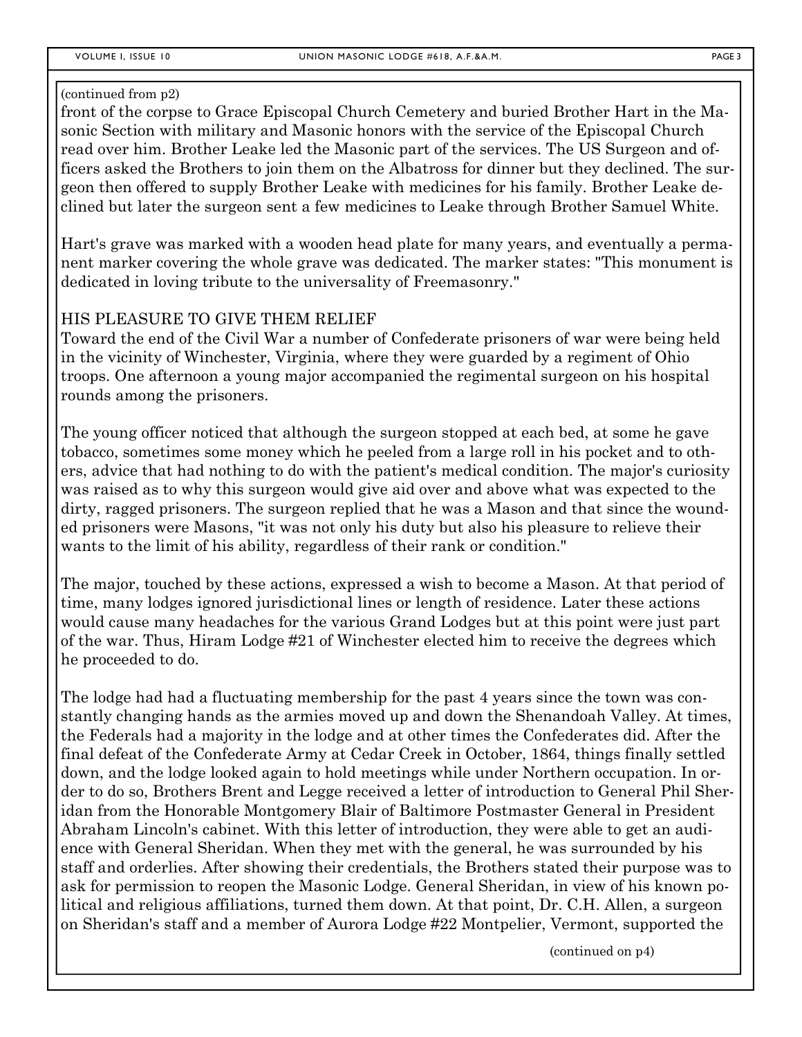(continued from p2)

front of the corpse to Grace Episcopal Church Cemetery and buried Brother Hart in the Masonic Section with military and Masonic honors with the service of the Episcopal Church read over him. Brother Leake led the Masonic part of the services. The US Surgeon and officers asked the Brothers to join them on the Albatross for dinner but they declined. The surgeon then offered to supply Brother Leake with medicines for his family. Brother Leake declined but later the surgeon sent a few medicines to Leake through Brother Samuel White.

Hart's grave was marked with a wooden head plate for many years, and eventually a permanent marker covering the whole grave was dedicated. The marker states: "This monument is dedicated in loving tribute to the universality of Freemasonry."

## HIS PLEASURE TO GIVE THEM RELIEF

Toward the end of the Civil War a number of Confederate prisoners of war were being held in the vicinity of Winchester, Virginia, where they were guarded by a regiment of Ohio troops. One afternoon a young major accompanied the regimental surgeon on his hospital rounds among the prisoners.

The young officer noticed that although the surgeon stopped at each bed, at some he gave tobacco, sometimes some money which he peeled from a large roll in his pocket and to others, advice that had nothing to do with the patient's medical condition. The major's curiosity was raised as to why this surgeon would give aid over and above what was expected to the dirty, ragged prisoners. The surgeon replied that he was a Mason and that since the wounded prisoners were Masons, "it was not only his duty but also his pleasure to relieve their wants to the limit of his ability, regardless of their rank or condition."

The major, touched by these actions, expressed a wish to become a Mason. At that period of time, many lodges ignored jurisdictional lines or length of residence. Later these actions would cause many headaches for the various Grand Lodges but at this point were just part of the war. Thus, Hiram Lodge #21 of Winchester elected him to receive the degrees which he proceeded to do.

The lodge had had a fluctuating membership for the past 4 years since the town was constantly changing hands as the armies moved up and down the Shenandoah Valley. At times, the Federals had a majority in the lodge and at other times the Confederates did. After the final defeat of the Confederate Army at Cedar Creek in October, 1864, things finally settled down, and the lodge looked again to hold meetings while under Northern occupation. In order to do so, Brothers Brent and Legge received a letter of introduction to General Phil Sheridan from the Honorable Montgomery Blair of Baltimore Postmaster General in President Abraham Lincoln's cabinet. With this letter of introduction, they were able to get an audience with General Sheridan. When they met with the general, he was surrounded by his staff and orderlies. After showing their credentials, the Brothers stated their purpose was to ask for permission to reopen the Masonic Lodge. General Sheridan, in view of his known political and religious affiliations, turned them down. At that point, Dr. C.H. Allen, a surgeon on Sheridan's staff and a member of Aurora Lodge #22 Montpelier, Vermont, supported the

(continued on p4)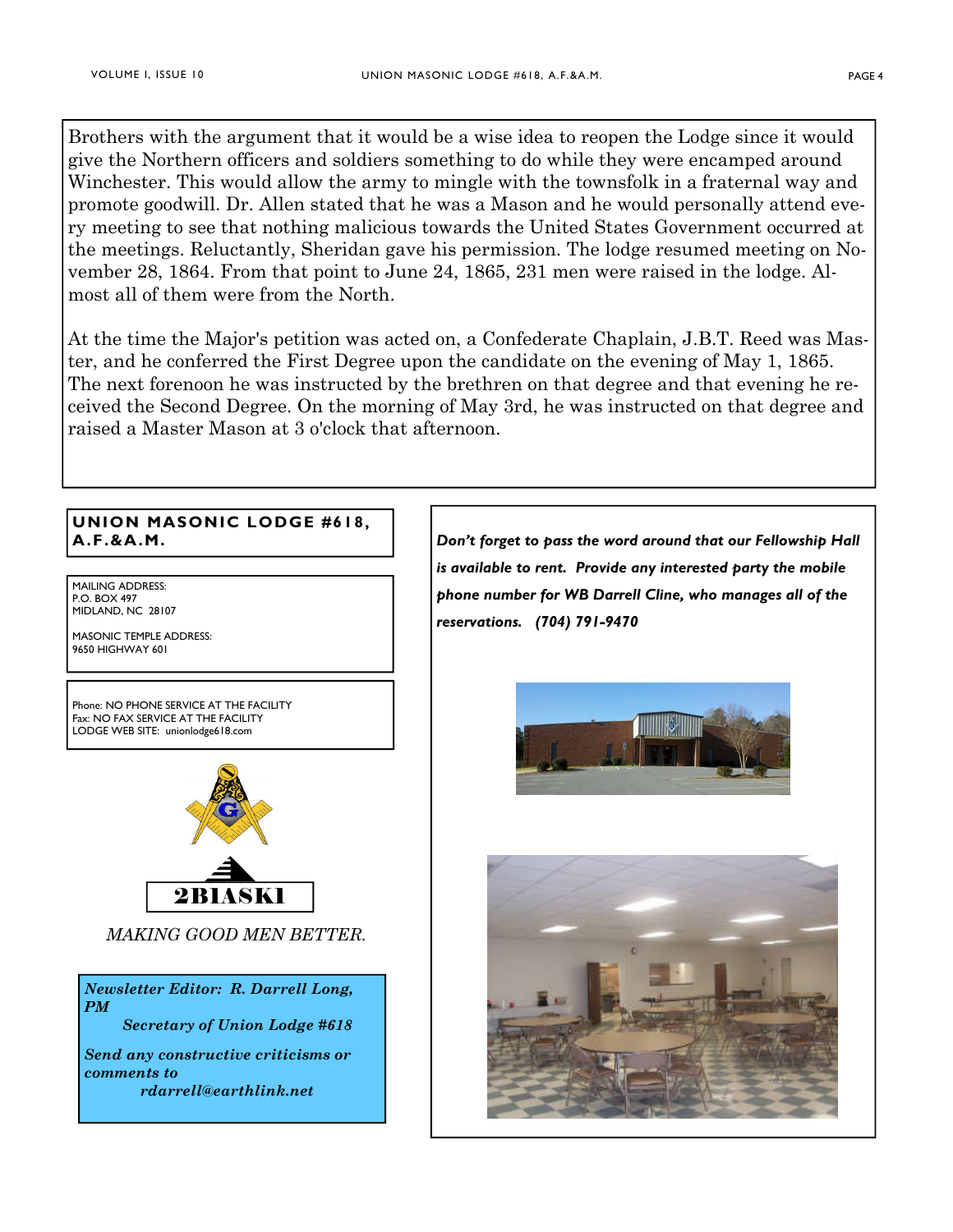Brothers with the argument that it would be a wise idea to reopen the Lodge since it would give the Northern officers and soldiers something to do while they were encamped around Winchester. This would allow the army to mingle with the townsfolk in a fraternal way and promote goodwill. Dr. Allen stated that he was a Mason and he would personally attend every meeting to see that nothing malicious towards the United States Government occurred at the meetings. Reluctantly, Sheridan gave his permission. The lodge resumed meeting on November 28, 1864. From that point to June 24, 1865, 231 men were raised in the lodge. Almost all of them were from the North.

At the time the Major's petition was acted on, a Confederate Chaplain, J.B.T. Reed was Master, and he conferred the First Degree upon the candidate on the evening of May 1, 1865. The next forenoon he was instructed by the brethren on that degree and that evening he received the Second Degree. On the morning of May 3rd, he was instructed on that degree and raised a Master Mason at 3 o'clock that afternoon.

**UNION MASONIC LODGE #618, A.F.&A.M.**

MAILING ADDRESS:
P.O. BOX 497
MIDLAND, NC 28107

MASONIC TEMPLE ADDRESS:
9650 HIGHWAY 601

Phone: NO PHONE SERVICE AT THE FACILITY
Fax: NO FAX SERVICE AT THE FACILITY
LODGE WEB SITE: unionlodge618.com

2B1ASK1

*MAKING GOOD MEN BETTER.*

***Newsletter Editor: R. Darrell Long, PM***
***Secretary of Union Lodge #618***

***Send any constructive criticisms or comments to rdarrell@earthlink.net***

***Don't forget to pass the word around that our Fellowship Hall is available to rent. Provide any interested party the mobile phone number for WB Darrell Cline, who manages all of the reservations. (704) 791-9470***